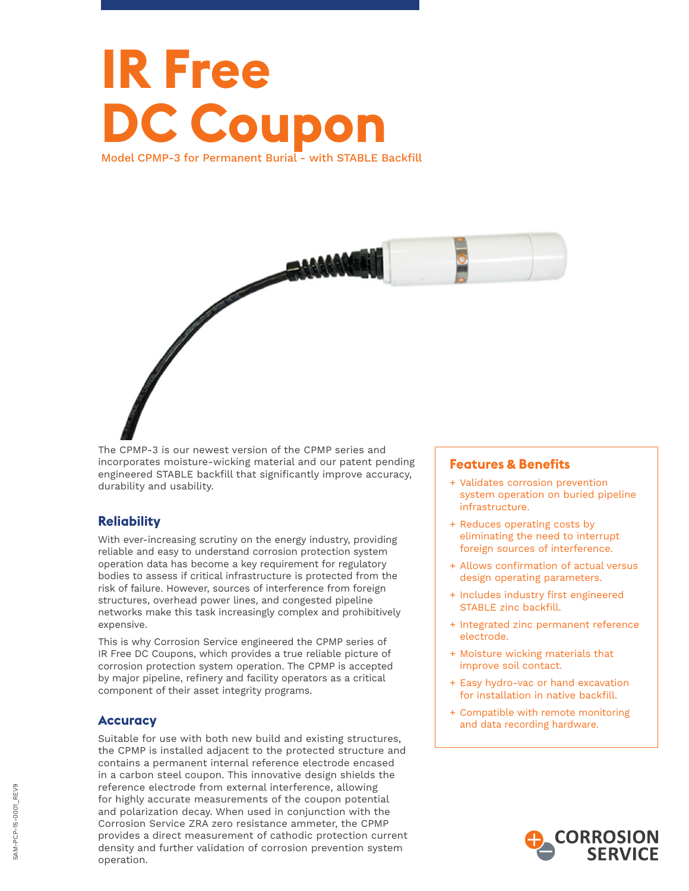# IR Free DC Coupon

Model CPMP-3 for Permanent Burial - with STABLE Backfill

The CPMP-3 is our newest version of the CPMP series and incorporates moisture-wicking material and our patent pending engineered STABLE backfill that significantly improve accuracy, durability and usability.

## Reliability

With ever-increasing scrutiny on the energy industry, providing reliable and easy to understand corrosion protection system operation data has become a key requirement for regulatory bodies to assess if critical infrastructure is protected from the risk of failure. However, sources of interference from foreign structures, overhead power lines, and congested pipeline networks make this task increasingly complex and prohibitively expensive.

This is why Corrosion Service engineered the CPMP series of IR Free DC Coupons, which provides a true reliable picture of corrosion protection system operation. The CPMP is accepted by major pipeline, refinery and facility operators as a critical component of their asset integrity programs.

## Accuracy

Suitable for use with both new build and existing structures, the CPMP is installed adjacent to the protected structure and contains a permanent internal reference electrode encased in a carbon steel coupon. This innovative design shields the reference electrode from external interference, allowing for highly accurate measurements of the coupon potential and polarization decay. When used in conjunction with the Corrosion Service ZRA zero resistance ammeter, the CPMP provides a direct measurement of cathodic protection current density and further validation of corrosion prevention system operation.

## Features & Benefits

+ Validates corrosion prevention system operation on buried pipeline infrastructure.
+ Reduces operating costs by eliminating the need to interrupt foreign sources of interference.
+ Allows confirmation of actual versus design operating parameters.
+ Includes industry first engineered STABLE zinc backfill.
+ Integrated zinc permanent reference electrode.
+ Moisture wicking materials that improve soil contact.
+ Easy hydro-vac or hand excavation for installation in native backfill.
+ Compatible with remote monitoring and data recording hardware.

CORROSION SERVICE

SAM-PCP-15-0001_REV9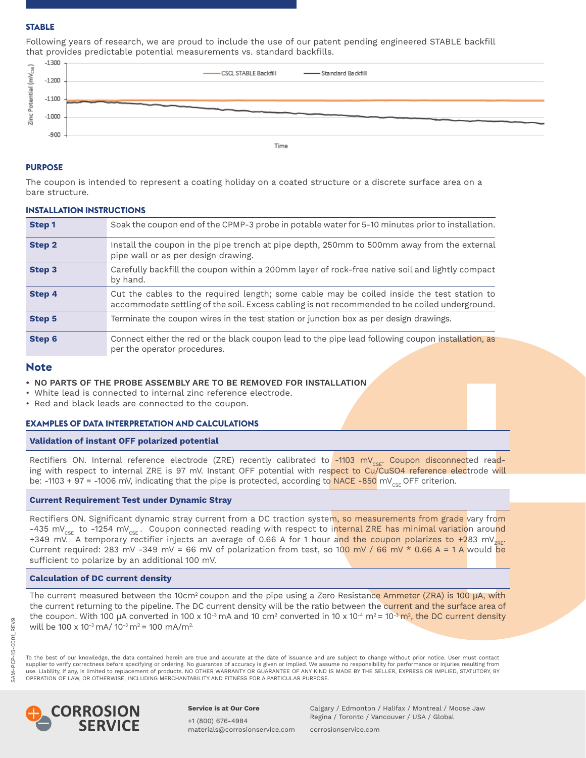## STABLE

Following years of research, we are proud to include the use of our patent pending engineered STABLE backfill that provides predictable potential measurements vs. standard backfills.

Zinc Potential ($mV_{CSE}$)

-1300
-1200
-1100
-1000
-900

CSCL STABLE Backfill
Standard Backfill

Time

## PURPOSE

The coupon is intended to represent a coating holiday on a coated structure or a discrete surface area on a bare structure.

## INSTALLATION INSTRUCTIONS

| | |
|---|---|
| **Step 1** | Soak the coupon end of the CPMP-3 probe in potable water for 5-10 minutes prior to installation. |
| **Step 2** | Install the coupon in the pipe trench at pipe depth, 250mm to 500mm away from the external pipe wall or as per design drawing. |
| **Step 3** | Carefully backfill the coupon within a 200mm layer of rock-free native soil and lightly compact by hand. |
| **Step 4** | Cut the cables to the required length; some cable may be coiled inside the test station to accommodate settling of the soil. Excess cabling is not recommended to be coiled underground. |
| **Step 5** | Terminate the coupon wires in the test station or junction box as per design drawings. |
| **Step 6** | Connect either the red or the black coupon lead to the pipe lead following coupon installation, as per the operator procedures. |

## Note

- **NO PARTS OF THE PROBE ASSEMBLY ARE TO BE REMOVED FOR INSTALLATION**
- White lead is connected to internal zinc reference electrode.
- Red and black leads are connected to the coupon.

## EXAMPLES OF DATA INTERPRETATION AND CALCULATIONS

### Validation of instant OFF polarized potential

Rectifiers ON. Internal reference electrode (ZRE) recently calibrated to -1103 $mV_{CSE}$. Coupon disconnected reading with respect to internal ZRE is 97 mV. Instant OFF potential with respect to Cu/CuSO4 reference electrode will be: -1103 + 97 = -1006 mV, indicating that the pipe is protected, according to NACE -850 $mV_{CSE}$ OFF criterion.

### Current Requirement Test under Dynamic Stray

Rectifiers ON. Significant dynamic stray current from a DC traction system, so measurements from grade vary from -435 $mV_{CSE}$ to -1254 $mV_{CSE}$. Coupon connected reading with respect to internal ZRE has minimal variation around +349 mV. A temporary rectifier injects an average of 0.66 A for 1 hour and the coupon polarizes to +283 $mV_{ZRE}$. Current required: 283 mV -349 mV = 66 mV of polarization from test, so 100 mV / 66 mV * 0.66 A = 1 A would be sufficient to polarize by an additional 100 mV.

### Calculation of DC current density

The current measured between the 10cm$^2$ coupon and the pipe using a Zero Resistance Ammeter (ZRA) is 100 µA, with the current returning to the pipeline. The DC current density will be the ratio between the current and the surface area of the coupon. With 100 µA converted in 100 x $10^{-3}$ mA and 10 cm$^2$ converted in 10 x $10^{-4}$ m$^2$ = $10^{-3}$ m$^2$, the DC current density will be 100 x $10^{-3}$ mA/ $10^{-3}$ m$^2$ = 100 mA/m$^2$.

SAM-PCP-15-0001_REV9

To the best of our knowledge, the data contained herein are true and accurate at the date of issuance and are subject to change without prior notice. User must contact supplier to verify correctness before specifying or ordering. No guarantee of accuracy is given or implied. We assume no responsibility for performance or injuries resulting from use. Liability, if any, is limited to replacement of products. NO OTHER WARRANTY OR GUARANTEE OF ANY KIND IS MADE BY THE SELLER, EXPRESS OR IMPLIED, STATUTORY, BY OPERATION OF LAW, OR OTHERWISE, INCLUDING MERCHANTABILITY AND FITNESS FOR A PARTICULAR PURPOSE.

CORROSION SERVICE

**Service is at Our Core**
+1 (800) 676-4984
materials@corrosionservice.com

Calgary / Edmonton / Halifax / Montreal / Moose Jaw
Regina / Toronto / Vancouver / USA / Global

corrosionservice.com